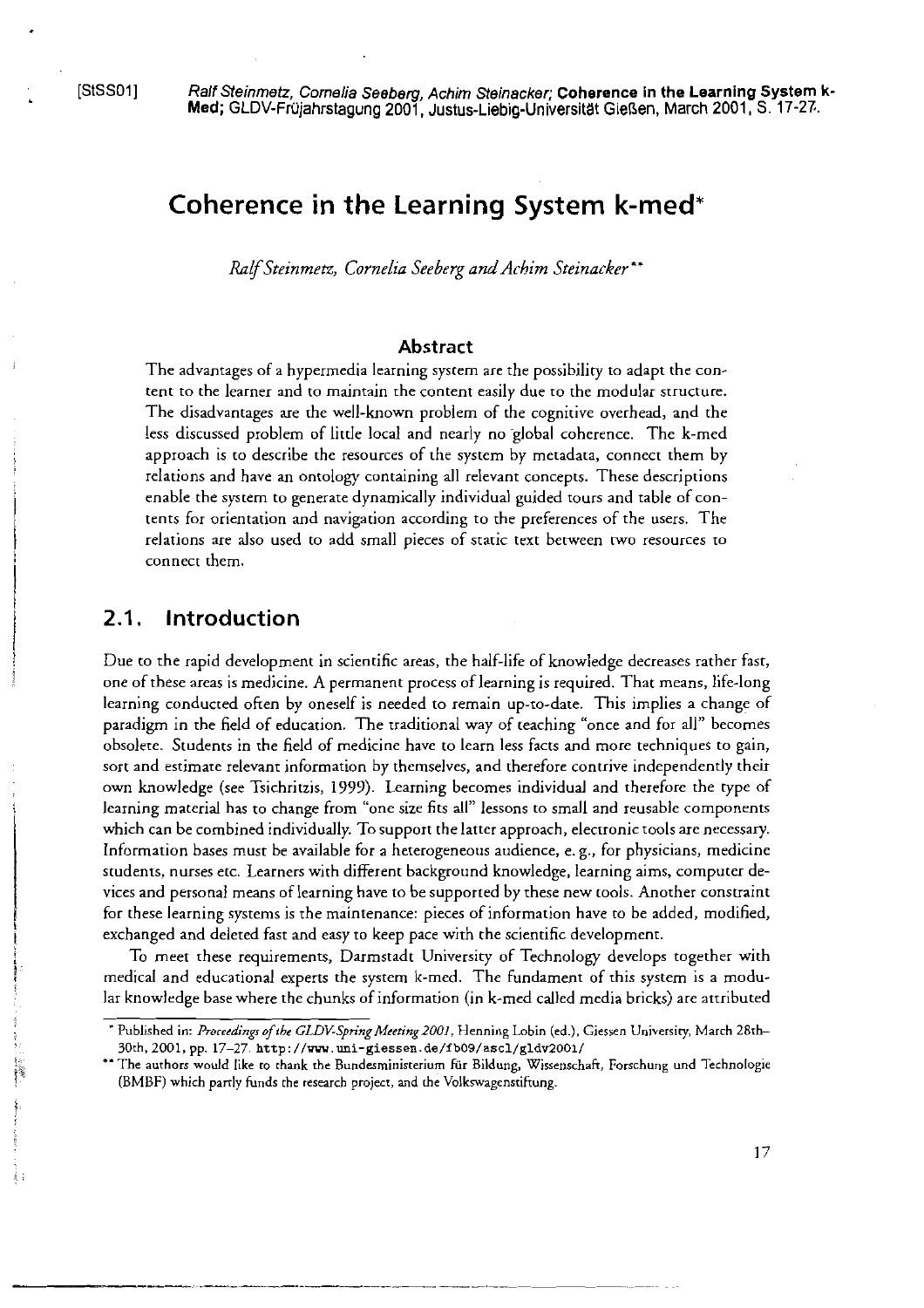[StSS01] Ralf Steinmetz, Cornelia Seeberg, Achim Steinacker; **Coherence in the Learning System k-Med**; GLDV-Früjahrstagung 2001, Justus-Liebig-Universität Gießen, March 2001, S. 17-27.

# Coherence in the Learning System k-med*

*Ralf Steinmetz, Cornelia Seeberg and Achim Steinacker***

## Abstract

The advantages of a hypermedia learning system are the possibility to adapt the content to the learner and to maintain the content easily due to the modular structure. The disadvantages are the well-known problem of the cognitive overhead, and the less discussed problem of little local and nearly no global coherence. The k-med approach is to describe the resources of the system by metadata, connect them by relations and have an ontology containing all relevant concepts. These descriptions enable the system to generate dynamically individual guided tours and table of contents for orientation and navigation according to the preferences of the users. The relations are also used to add small pieces of static text between two resources to connect them.

## 2.1. Introduction

Due to the rapid development in scientific areas, the half-life of knowledge decreases rather fast, one of these areas is medicine. A permanent process of learning is required. That means, life-long learning conducted often by oneself is needed to remain up-to-date. This implies a change of paradigm in the field of education. The traditional way of teaching "once and for all" becomes obsolete. Students in the field of medicine have to learn less facts and more techniques to gain, sort and estimate relevant information by themselves, and therefore contrive independently their own knowledge (see Tsichritzis, 1999). Learning becomes individual and therefore the type of learning material has to change from "one size fits all" lessons to small and reusable components which can be combined individually. To support the latter approach, electronic tools are necessary. Information bases must be available for a heterogeneous audience, e. g., for physicians, medicine students, nurses etc. Learners with different background knowledge, learning aims, computer devices and personal means of learning have to be supported by these new tools. Another constraint for these learning systems is the maintenance: pieces of information have to be added, modified, exchanged and deleted fast and easy to keep pace with the scientific development.

To meet these requirements, Darmstadt University of Technology develops together with medical and educational experts the system k-med. The fundament of this system is a modular knowledge base where the chunks of information (in k-med called media bricks) are attributed

---

\* Published in: *Proceedings of the GLDV-Spring Meeting 2001*, Henning Lobin (ed.), Giessen University, March 28th–30th, 2001, pp. 17–27. http://www.uni-giessen.de/fb09/ascl/gldv2001/

\*\* The authors would like to thank the Bundesministerium für Bildung, Wissenschaft, Forschung und Technologie (BMBF) which partly funds the research project, and the Volkswagenstiftung.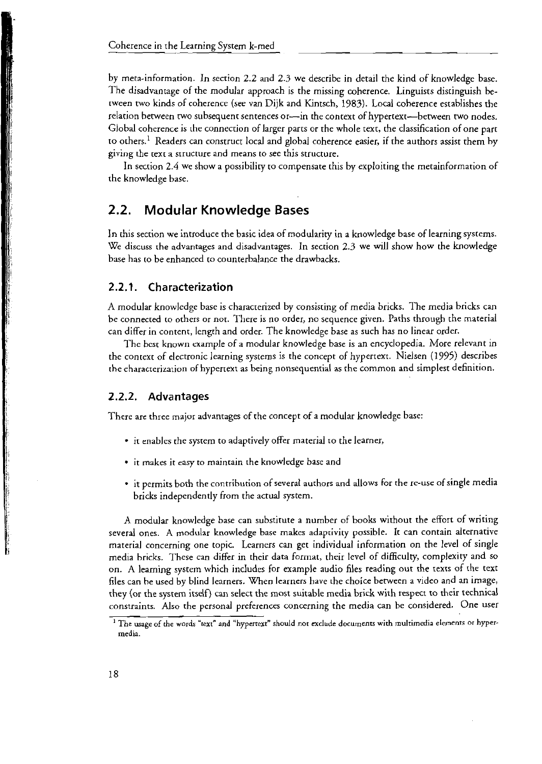by meta-information. In section 2.2 and 2.3 we describe in detail the kind of knowledge base. The disadvantage of the modular approach is the missing coherence. Linguists distinguish between two kinds of coherence (see van Dijk and Kintsch, 1983). Local coherence establishes the relation between two subsequent sentences or—in the context of hypertext—between two nodes. Global coherence is the connection of larger parts or the whole text, the classification of one part to others.[1] Readers can construct local and global coherence easier, if the authors assist them by giving the text a structure and means to see this structure.

In section 2.4 we show a possibility to compensate this by exploiting the metainformation of the knowledge base.

## 2.2. Modular Knowledge Bases

In this section we introduce the basic idea of modularity in a knowledge base of learning systems. We discuss the advantages and disadvantages. In section 2.3 we will show how the knowledge base has to be enhanced to counterbalance the drawbacks.

### 2.2.1. Characterization

A modular knowledge base is characterized by consisting of media bricks. The media bricks can be connected to others or not. There is no order, no sequence given. Paths through the material can differ in content, length and order. The knowledge base as such has no linear order.

The best known example of a modular knowledge base is an encyclopedia. More relevant in the context of electronic learning systems is the concept of hypertext. Nielsen (1995) describes the characterization of hypertext as being nonsequential as the common and simplest definition.

### 2.2.2. Advantages

There are three major advantages of the concept of a modular knowledge base:

- it enables the system to adaptively offer material to the learner,
- it makes it easy to maintain the knowledge base and
- it permits both the contribution of several authors and allows for the re-use of single media bricks independently from the actual system.

A modular knowledge base can substitute a number of books without the effort of writing several ones. A modular knowledge base makes adaptivity possible. It can contain alternative material concerning one topic. Learners can get individual information on the level of single media bricks. These can differ in their data format, their level of difficulty, complexity and so on. A learning system which includes for example audio files reading out the texts of the text files can be used by blind learners. When learners have the choice between a video and an image, they (or the system itself) can select the most suitable media brick with respect to their technical constraints. Also the personal preferences concerning the media can be considered. One user

[1] The usage of the words "text" and "hypertext" should not exclude documents with multimedia elements or hypermedia.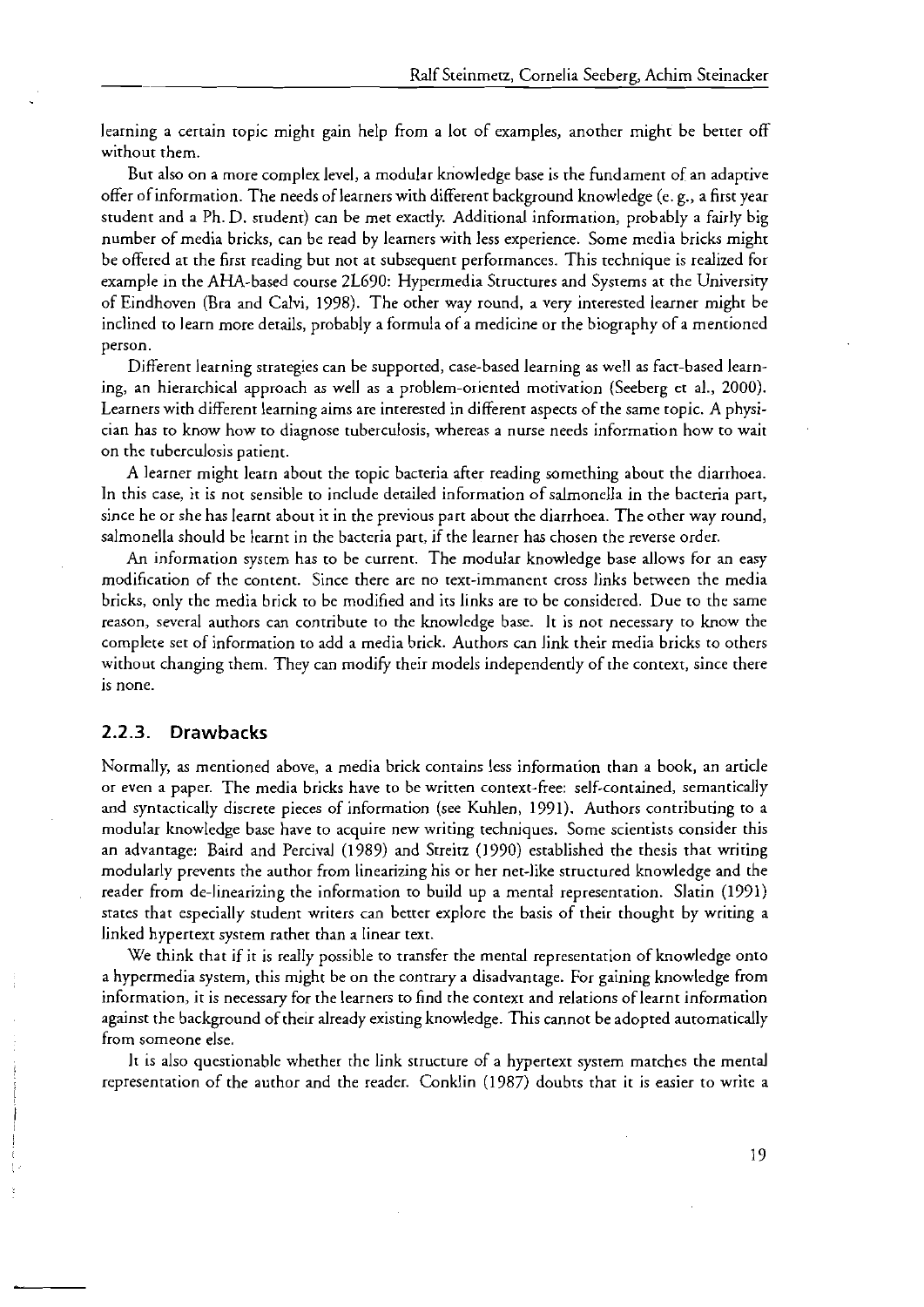learning a certain topic might gain help from a lot of examples, another might be better off without them.

But also on a more complex level, a modular knowledge base is the fundament of an adaptive offer of information. The needs of learners with different background knowledge (e. g., a first year student and a Ph. D. student) can be met exactly. Additional information, probably a fairly big number of media bricks, can be read by learners with less experience. Some media bricks might be offered at the first reading but not at subsequent performances. This technique is realized for example in the AHA-based course 2L690: Hypermedia Structures and Systems at the University of Eindhoven (Bra and Calvi, 1998). The other way round, a very interested learner might be inclined to learn more details, probably a formula of a medicine or the biography of a mentioned person.

Different learning strategies can be supported, case-based learning as well as fact-based learning, an hierarchical approach as well as a problem-oriented motivation (Seeberg et al., 2000). Learners with different learning aims are interested in different aspects of the same topic. A physician has to know how to diagnose tuberculosis, whereas a nurse needs information how to wait on the tuberculosis patient.

A learner might learn about the topic bacteria after reading something about the diarrhoea. In this case, it is not sensible to include detailed information of salmonella in the bacteria part, since he or she has learnt about it in the previous part about the diarrhoea. The other way round, salmonella should be learnt in the bacteria part, if the learner has chosen the reverse order.

An information system has to be current. The modular knowledge base allows for an easy modification of the content. Since there are no text-immanent cross links between the media bricks, only the media brick to be modified and its links are to be considered. Due to the same reason, several authors can contribute to the knowledge base. It is not necessary to know the complete set of information to add a media brick. Authors can link their media bricks to others without changing them. They can modify their models independently of the context, since there is none.

### 2.2.3. Drawbacks

Normally, as mentioned above, a media brick contains less information than a book, an article or even a paper. The media bricks have to be written context-free: self-contained, semantically and syntactically discrete pieces of information (see Kuhlen, 1991). Authors contributing to a modular knowledge base have to acquire new writing techniques. Some scientists consider this an advantage: Baird and Percival (1989) and Streitz (1990) established the thesis that writing modularly prevents the author from linearizing his or her net-like structured knowledge and the reader from de-linearizing the information to build up a mental representation. Slatin (1991) states that especially student writers can better explore the basis of their thought by writing a linked hypertext system rather than a linear text.

We think that if it is really possible to transfer the mental representation of knowledge onto a hypermedia system, this might be on the contrary a disadvantage. For gaining knowledge from information, it is necessary for the learners to find the context and relations of learnt information against the background of their already existing knowledge. This cannot be adopted automatically from someone else.

It is also questionable whether the link structure of a hypertext system matches the mental representation of the author and the reader. Conklin (1987) doubts that it is easier to write a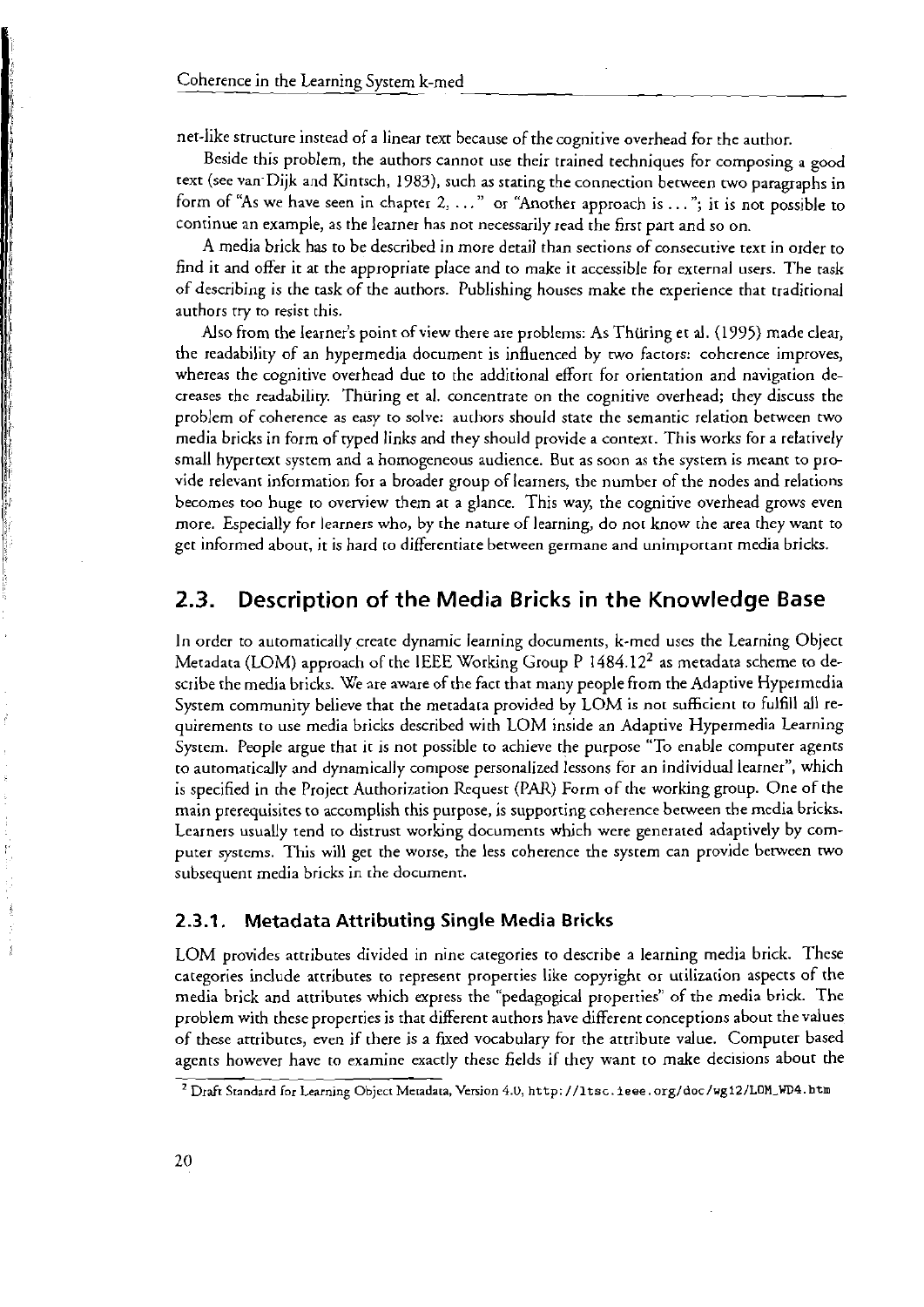net-like structure instead of a linear text because of the cognitive overhead for the author.

Beside this problem, the authors cannot use their trained techniques for composing a good text (see van Dijk and Kintsch, 1983), such as stating the connection between two paragraphs in form of "As we have seen in chapter 2, ..." or "Another approach is ..."; it is not possible to continue an example, as the learner has not necessarily read the first part and so on.

A media brick has to be described in more detail than sections of consecutive text in order to find it and offer it at the appropriate place and to make it accessible for external users. The task of describing is the task of the authors. Publishing houses make the experience that traditional authors try to resist this.

Also from the learner's point of view there are problems: As Thüring et al. (1995) made clear, the readability of an hypermedia document is influenced by two factors: coherence improves, whereas the cognitive overhead due to the additional effort for orientation and navigation decreases the readability. Thüring et al. concentrate on the cognitive overhead; they discuss the problem of coherence as easy to solve: authors should state the semantic relation between two media bricks in form of typed links and they should provide a context. This works for a relatively small hypertext system and a homogeneous audience. But as soon as the system is meant to provide relevant information for a broader group of learners, the number of the nodes and relations becomes too huge to overview them at a glance. This way, the cognitive overhead grows even more. Especially for learners who, by the nature of learning, do not know the area they want to get informed about, it is hard to differentiate between germane and unimportant media bricks.

## 2.3. Description of the Media Bricks in the Knowledge Base

In order to automatically create dynamic learning documents, k-med uses the Learning Object Metadata (LOM) approach of the IEEE Working Group P 1484.12[2] as metadata scheme to describe the media bricks. We are aware of the fact that many people from the Adaptive Hypermedia System community believe that the metadata provided by LOM is not sufficient to fulfill all requirements to use media bricks described with LOM inside an Adaptive Hypermedia Learning System. People argue that it is not possible to achieve the purpose "To enable computer agents to automatically and dynamically compose personalized lessons for an individual learner", which is specified in the Project Authorization Request (PAR) Form of the working group. One of the main prerequisites to accomplish this purpose, is supporting coherence between the media bricks. Learners usually tend to distrust working documents which were generated adaptively by computer systems. This will get the worse, the less coherence the system can provide between two subsequent media bricks in the document.

### 2.3.1. Metadata Attributing Single Media Bricks

LOM provides attributes divided in nine categories to describe a learning media brick. These categories include attributes to represent properties like copyright or utilization aspects of the media brick and attributes which express the "pedagogical properties" of the media brick. The problem with these properties is that different authors have different conceptions about the values of these attributes, even if there is a fixed vocabulary for the attribute value. Computer based agents however have to examine exactly these fields if they want to make decisions about the

[2] Draft Standard for Learning Object Metadata, Version 4.0, `http://ltsc.ieee.org/doc/wg12/LOM_WD4.htm`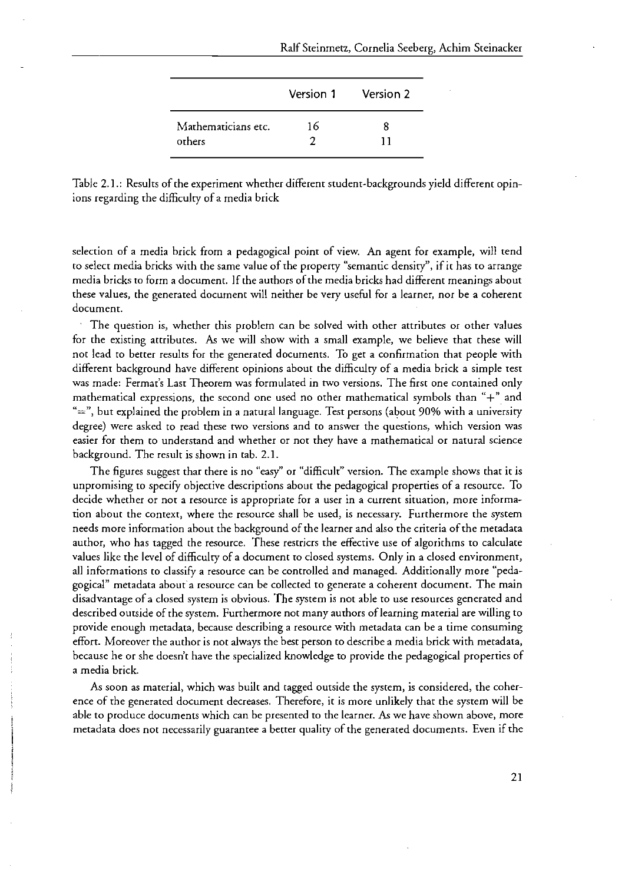| | Version 1 | Version 2 |
|---|---|---|
| Mathematicians etc. | 16 | 8 |
| others | 2 | 11 |

Table 2.1.: Results of the experiment whether different student-backgrounds yield different opinions regarding the difficulty of a media brick

selection of a media brick from a pedagogical point of view. An agent for example, will tend to select media bricks with the same value of the property "semantic density", if it has to arrange media bricks to form a document. If the authors of the media bricks had different meanings about these values, the generated document will neither be very useful for a learner, nor be a coherent document.

The question is, whether this problem can be solved with other attributes or other values for the existing attributes. As we will show with a small example, we believe that these will not lead to better results for the generated documents. To get a confirmation that people with different background have different opinions about the difficulty of a media brick a simple test was made: Fermat's Last Theorem was formulated in two versions. The first one contained only mathematical expressions, the second one used no other mathematical symbols than "+" and "=", but explained the problem in a natural language. Test persons (about 90% with a university degree) were asked to read these two versions and to answer the questions, which version was easier for them to understand and whether or not they have a mathematical or natural science background. The result is shown in tab. 2.1.

The figures suggest that there is no "easy" or "difficult" version. The example shows that it is unpromising to specify objective descriptions about the pedagogical properties of a resource. To decide whether or not a resource is appropriate for a user in a current situation, more information about the context, where the resource shall be used, is necessary. Furthermore the system needs more information about the background of the learner and also the criteria of the metadata author, who has tagged the resource. These restricts the effective use of algorithms to calculate values like the level of difficulty of a document to closed systems. Only in a closed environment, all informations to classify a resource can be controlled and managed. Additionally more "pedagogical" metadata about a resource can be collected to generate a coherent document. The main disadvantage of a closed system is obvious. The system is not able to use resources generated and described outside of the system. Furthermore not many authors of learning material are willing to provide enough metadata, because describing a resource with metadata can be a time consuming effort. Moreover the author is not always the best person to describe a media brick with metadata, because he or she doesn't have the specialized knowledge to provide the pedagogical properties of a media brick.

As soon as material, which was built and tagged outside the system, is considered, the coherence of the generated document decreases. Therefore, it is more unlikely that the system will be able to produce documents which can be presented to the learner. As we have shown above, more metadata does not necessarily guarantee a better quality of the generated documents. Even if the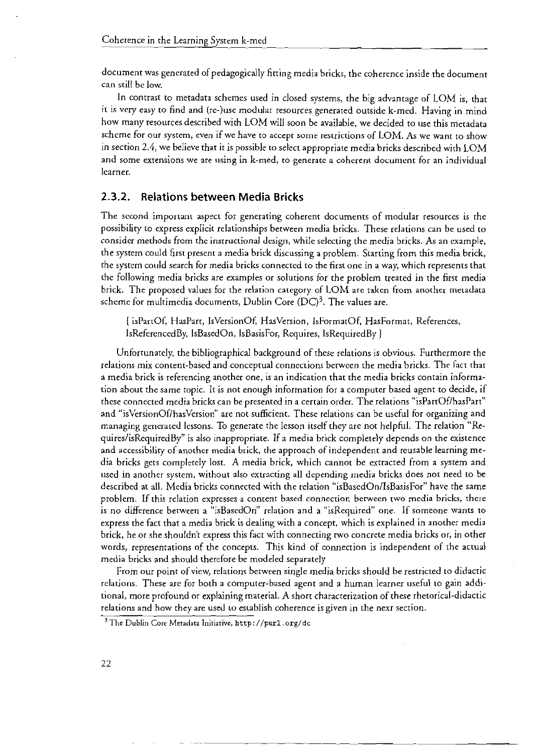document was generated of pedagogically fitting media bricks, the coherence inside the document can still be low.

In contrast to metadata schemes used in closed systems, the big advantage of LOM is, that it is very easy to find and (re-)use modular resources generated outside k-med. Having in mind how many resources described with LOM will soon be available, we decided to use this metadata scheme for our system, even if we have to accept some restrictions of LOM. As we want to show in section 2.4, we believe that it is possible to select appropriate media bricks described with LOM and some extensions we are using in k-med, to generate a coherent document for an individual learner.

### 2.3.2. Relations between Media Bricks

The second important aspect for generating coherent documents of modular resources is the possibility to express explicit relationships between media bricks. These relations can be used to consider methods from the instructional design, while selecting the media bricks. As an example, the system could first present a media brick discussing a problem. Starting from this media brick, the system could search for media bricks connected to the first one in a way, which represents that the following media bricks are examples or solutions for the problem treated in the first media brick. The proposed values for the relation category of LOM are taken from another metadata scheme for multimedia documents, Dublin Core (DC)[3]. The values are.

{ isPartOf, HasPart, IsVersionOf, HasVersion, IsFormatOf, HasFormat, References, IsReferencedBy, IsBasedOn, IsBasisFor, Requires, IsRequiredBy }

Unfortunately, the bibliographical background of these relations is obvious. Furthermore the relations mix content-based and conceptual connections between the media bricks. The fact that a media brick is referencing another one, is an indication that the media bricks contain information about the same topic. It is not enough information for a computer based agent to decide, if these connected media bricks can be presented in a certain order. The relations "isPartOf/hasPart" and "isVersionOf/hasVersion" are not sufficient. These relations can be useful for organizing and managing generated lessons. To generate the lesson itself they are not helpful. The relation "Requires/isRequiredBy" is also inappropriate. If a media brick completely depends on the existence and accessibility of another media brick, the approach of independent and reusable learning media bricks gets completely lost. A media brick, which cannot be extracted from a system and used in another system, without also extracting all depending media bricks does not need to be described at all. Media bricks connected with the relation "isBasedOn/IsBasisFor" have the same problem. If this relation expresses a content based connection between two media bricks, there is no difference between a "isBasedOn" relation and a "isRequired" one. If someone wants to express the fact that a media brick is dealing with a concept, which is explained in another media brick, he or she shouldn't express this fact with connecting two concrete media bricks or, in other words, representations of the concepts. This kind of connection is independent of the actual media bricks and should therefore be modeled separately

From our point of view, relations between single media bricks should be restricted to didactic relations. These are for both a computer-based agent and a human learner useful to gain additional, more profound or explaining material. A short characterization of these rhetorical-didactic relations and how they are used to establish coherence is given in the next section.

[3] The Dublin Core Metadata Initiative, http://purl.org/dc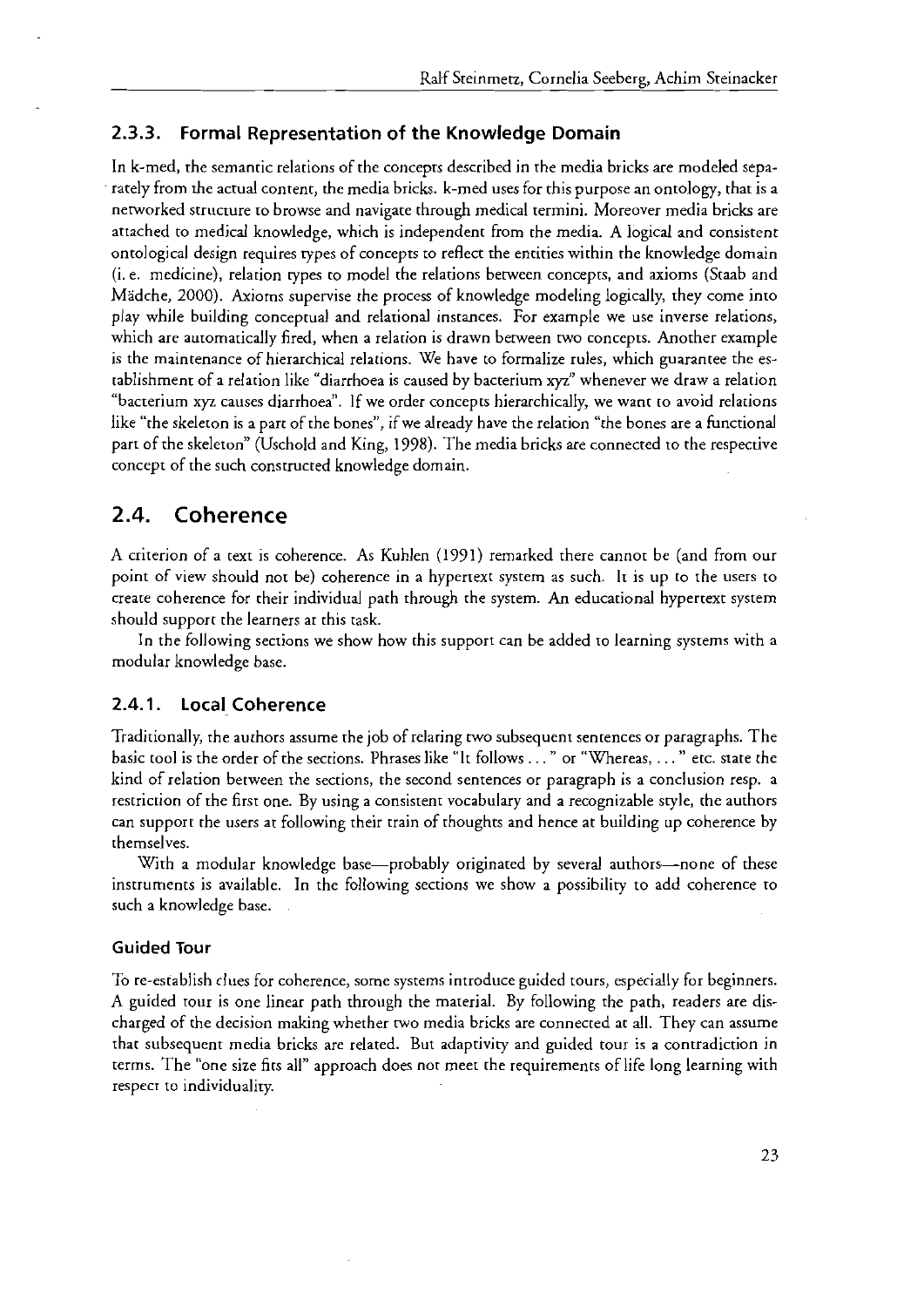### 2.3.3. Formal Representation of the Knowledge Domain

In k-med, the semantic relations of the concepts described in the media bricks are modeled separately from the actual content, the media bricks. k-med uses for this purpose an ontology, that is a networked structure to browse and navigate through medical termini. Moreover media bricks are attached to medical knowledge, which is independent from the media. A logical and consistent ontological design requires types of concepts to reflect the entities within the knowledge domain (i. e. medicine), relation types to model the relations between concepts, and axioms (Staab and Mädche, 2000). Axioms supervise the process of knowledge modeling logically, they come into play while building conceptual and relational instances. For example we use inverse relations, which are automatically fired, when a relation is drawn between two concepts. Another example is the maintenance of hierarchical relations. We have to formalize rules, which guarantee the establishment of a relation like "diarrhoea is caused by bacterium xyz" whenever we draw a relation "bacterium xyz causes diarrhoea". If we order concepts hierarchically, we want to avoid relations like "the skeleton is a part of the bones", if we already have the relation "the bones are a functional part of the skeleton" (Uschold and King, 1998). The media bricks are connected to the respective concept of the such constructed knowledge domain.

## 2.4. Coherence

A criterion of a text is coherence. As Kuhlen (1991) remarked there cannot be (and from our point of view should not be) coherence in a hypertext system as such. It is up to the users to create coherence for their individual path through the system. An educational hypertext system should support the learners at this task.

In the following sections we show how this support can be added to learning systems with a modular knowledge base.

### 2.4.1. Local Coherence

Traditionally, the authors assume the job of relating two subsequent sentences or paragraphs. The basic tool is the order of the sections. Phrases like "It follows ..." or "Whereas, ..." etc. state the kind of relation between the sections, the second sentences or paragraph is a conclusion resp. a restriction of the first one. By using a consistent vocabulary and a recognizable style, the authors can support the users at following their train of thoughts and hence at building up coherence by themselves.

With a modular knowledge base—probably originated by several authors—none of these instruments is available. In the following sections we show a possibility to add coherence to such a knowledge base.

#### Guided Tour

To re-establish clues for coherence, some systems introduce guided tours, especially for beginners. A guided tour is one linear path through the material. By following the path, readers are discharged of the decision making whether two media bricks are connected at all. They can assume that subsequent media bricks are related. But adaptivity and guided tour is a contradiction in terms. The "one size fits all" approach does not meet the requirements of life long learning with respect to individuality.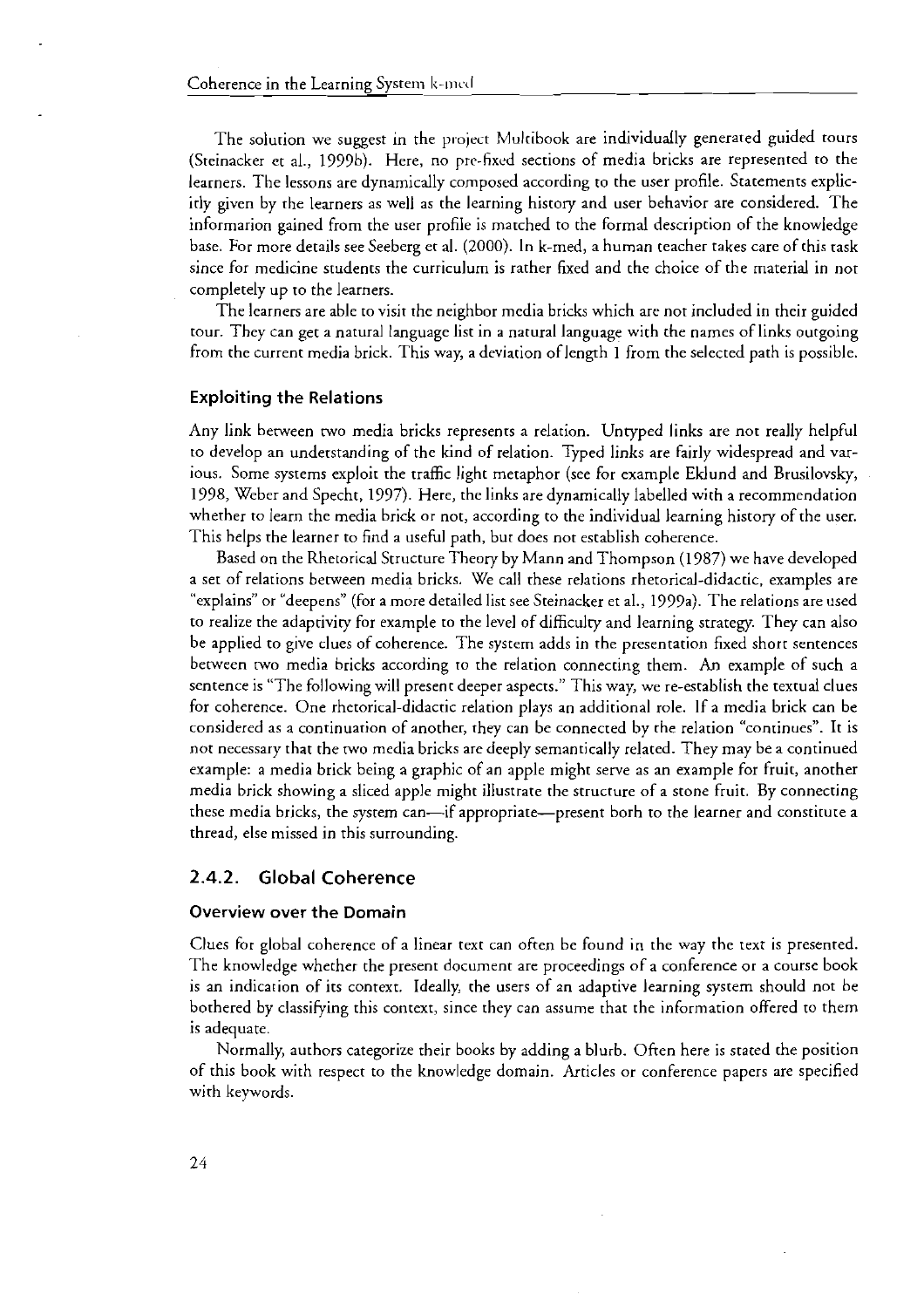The solution we suggest in the project Multibook are individually generated guided tours (Steinacker et al., 1999b). Here, no pre-fixed sections of media bricks are represented to the learners. The lessons are dynamically composed according to the user profile. Statements explicitly given by the learners as well as the learning history and user behavior are considered. The information gained from the user profile is matched to the formal description of the knowledge base. For more details see Seeberg et al. (2000). In k-med, a human teacher takes care of this task since for medicine students the curriculum is rather fixed and the choice of the material in not completely up to the learners.

The learners are able to visit the neighbor media bricks which are not included in their guided tour. They can get a natural language list in a natural language with the names of links outgoing from the current media brick. This way, a deviation of length 1 from the selected path is possible.

#### Exploiting the Relations

Any link between two media bricks represents a relation. Untyped links are not really helpful to develop an understanding of the kind of relation. Typed links are fairly widespread and various. Some systems exploit the traffic light metaphor (see for example Eklund and Brusilovsky, 1998, Weber and Specht, 1997). Here, the links are dynamically labelled with a recommendation whether to learn the media brick or not, according to the individual learning history of the user. This helps the learner to find a useful path, but does not establish coherence.

Based on the Rhetorical Structure Theory by Mann and Thompson (1987) we have developed a set of relations between media bricks. We call these relations rhetorical-didactic, examples are "explains" or "deepens" (for a more detailed list see Steinacker et al., 1999a). The relations are used to realize the adaptivity for example to the level of difficulty and learning strategy. They can also be applied to give clues of coherence. The system adds in the presentation fixed short sentences between two media bricks according to the relation connecting them. An example of such a sentence is "The following will present deeper aspects." This way, we re-establish the textual clues for coherence. One rhetorical-didactic relation plays an additional role. If a media brick can be considered as a continuation of another, they can be connected by the relation "continues". It is not necessary that the two media bricks are deeply semantically related. They may be a continued example: a media brick being a graphic of an apple might serve as an example for fruit, another media brick showing a sliced apple might illustrate the structure of a stone fruit. By connecting these media bricks, the system can—if appropriate—present both to the learner and constitute a thread, else missed in this surrounding.

### 2.4.2. Global Coherence

#### Overview over the Domain

Clues for global coherence of a linear text can often be found in the way the text is presented. The knowledge whether the present document are proceedings of a conference or a course book is an indication of its context. Ideally, the users of an adaptive learning system should not be bothered by classifying this context, since they can assume that the information offered to them is adequate.

Normally, authors categorize their books by adding a blurb. Often here is stated the position of this book with respect to the knowledge domain. Articles or conference papers are specified with keywords.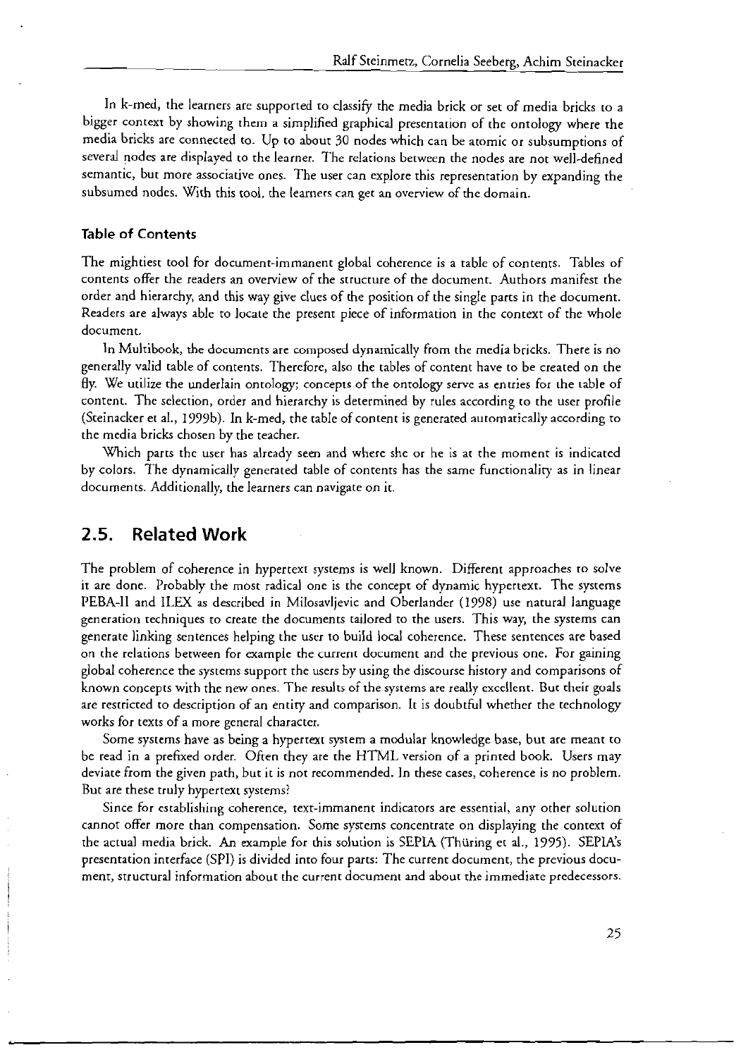In k-med, the learners are supported to classify the media brick or set of media bricks to a bigger context by showing them a simplified graphical presentation of the ontology where the media bricks are connected to. Up to about 30 nodes which can be atomic or subsumptions of several nodes are displayed to the learner. The relations between the nodes are not well-defined semantic, but more associative ones. The user can explore this representation by expanding the subsumed nodes. With this tool, the learners can get an overview of the domain.

#### Table of Contents

The mightiest tool for document-immanent global coherence is a table of contents. Tables of contents offer the readers an overview of the structure of the document. Authors manifest the order and hierarchy, and this way give clues of the position of the single parts in the document. Readers are always able to locate the present piece of information in the context of the whole document.

In Multibook, the documents are composed dynamically from the media bricks. There is no generally valid table of contents. Therefore, also the tables of content have to be created on the fly. We utilize the underlain ontology; concepts of the ontology serve as entries for the table of content. The selection, order and hierarchy is determined by rules according to the user profile (Steinacker et al., 1999b). In k-med, the table of content is generated automatically according to the media bricks chosen by the teacher.

Which parts the user has already seen and where she or he is at the moment is indicated by colors. The dynamically generated table of contents has the same functionality as in linear documents. Additionally, the learners can navigate on it.

## 2.5. Related Work

The problem of coherence in hypertext systems is well known. Different approaches to solve it are done. Probably the most radical one is the concept of dynamic hypertext. The systems PEBA-II and ILEX as described in Milosavljevic and Oberlander (1998) use natural language generation techniques to create the documents tailored to the users. This way, the systems can generate linking sentences helping the user to build local coherence. These sentences are based on the relations between for example the current document and the previous one. For gaining global coherence the systems support the users by using the discourse history and comparisons of known concepts with the new ones. The results of the systems are really excellent. But their goals are restricted to description of an entity and comparison. It is doubtful whether the technology works for texts of a more general character.

Some systems have as being a hypertext system a modular knowledge base, but are meant to be read in a prefixed order. Often they are the HTML version of a printed book. Users may deviate from the given path, but it is not recommended. In these cases, coherence is no problem. But are these truly hypertext systems?

Since for establishing coherence, text-immanent indicators are essential, any other solution cannot offer more than compensation. Some systems concentrate on displaying the context of the actual media brick. An example for this solution is SEPIA (Thüring et al., 1995). SEPIA's presentation interface (SPI) is divided into four parts: The current document, the previous document, structural information about the current document and about the immediate predecessors.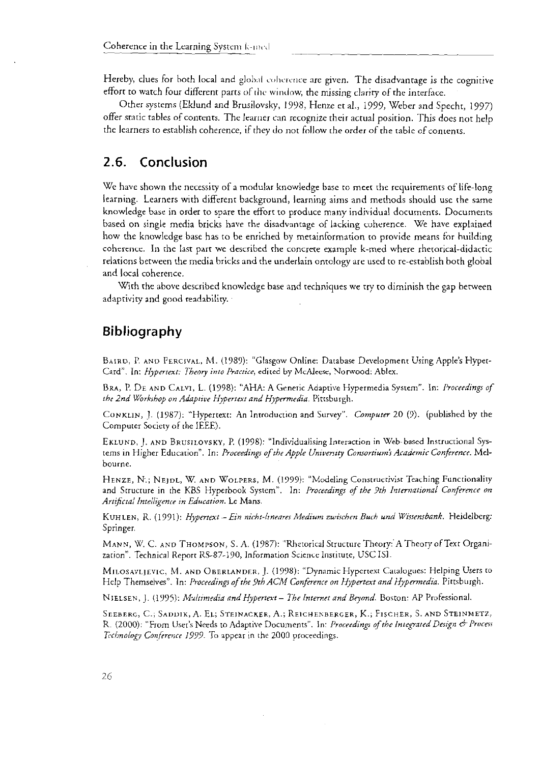Hereby, clues for both local and global coherence are given. The disadvantage is the cognitive effort to watch four different parts of the window, the missing clarity of the interface.

Other systems (Eklund and Brusilovsky, 1998, Henze et al., 1999, Weber and Specht, 1997) offer static tables of contents. The learner can recognize their actual position. This does not help the learners to establish coherence, if they do not follow the order of the table of contents.

## 2.6. Conclusion

We have shown the necessity of a modular knowledge base to meet the requirements of life-long learning. Learners with different background, learning aims and methods should use the same knowledge base in order to spare the effort to produce many individual documents. Documents based on single media bricks have the disadvantage of lacking coherence. We have explained how the knowledge base has to be enriched by metainformation to provide means for building coherence. In the last part we described the concrete example k-med where rhetorical-didactic relations between the media bricks and the underlain ontology are used to re-establish both global and local coherence.

With the above described knowledge base and techniques we try to diminish the gap between adaptivity and good readability.

## Bibliography

Baird, P. and Percival, M. (1989): "Glasgow Online: Database Development Using Apple's HyperCard". In: *Hypertext: Theory into Practice*, edited by McAleese, Norwood: Ablex.

Bra, P. De and Calvi, L. (1998): "AHA: A Generic Adaptive Hypermedia System". In: *Proceedings of the 2nd Workshop on Adaptive Hypertext and Hypermedia*. Pittsburgh.

Conklin, J. (1987): "Hypertext: An Introduction and Survey". *Computer* 20 (9). (published by the Computer Society of the IEEE).

Eklund, J. and Brusilovsky, P. (1998): "Individualising Interaction in Web-based Instructional Systems in Higher Education". In: *Proceedings of the Apple University Consortium's Academic Conference*. Melbourne.

Henze, N.; Nejdl, W. and Wolpers, M. (1999): "Modeling Constructivist Teaching Functionality and Structure in the KBS Hyperbook System". In: *Proceedings of the 9th International Conference on Artificial Intelligence in Education*. Le Mans.

Kuhlen, R. (1991): *Hypertext – Ein nicht-lineares Medium zwischen Buch und Wissensbank*. Heidelberg: Springer.

Mann, W. C. and Thompson, S. A. (1987): "Rhetorical Structure Theory: A Theory of Text Organization". Technical Report RS-87-190, Information Science Institute, USC ISI.

Milosavljevic, M. and Oberlander, J. (1998): "Dynamic Hypertext Catalogues: Helping Users to Help Themselves". In: *Proceedings of the 9th ACM Conference on Hypertext and Hypermedia*. Pittsburgh.

Nielsen, J. (1995): *Multimedia and Hypertext – The Internet and Beyond*. Boston: AP Professional.

Seeberg, C.; Saddik, A. El; Steinacker, A.; Reichenberger, K.; Fischer, S. and Steinmetz, R. (2000): "From User's Needs to Adaptive Documents". In: *Proceedings of the Integrated Design & Process Technology Conference 1999*. To appear in the 2000 proceedings.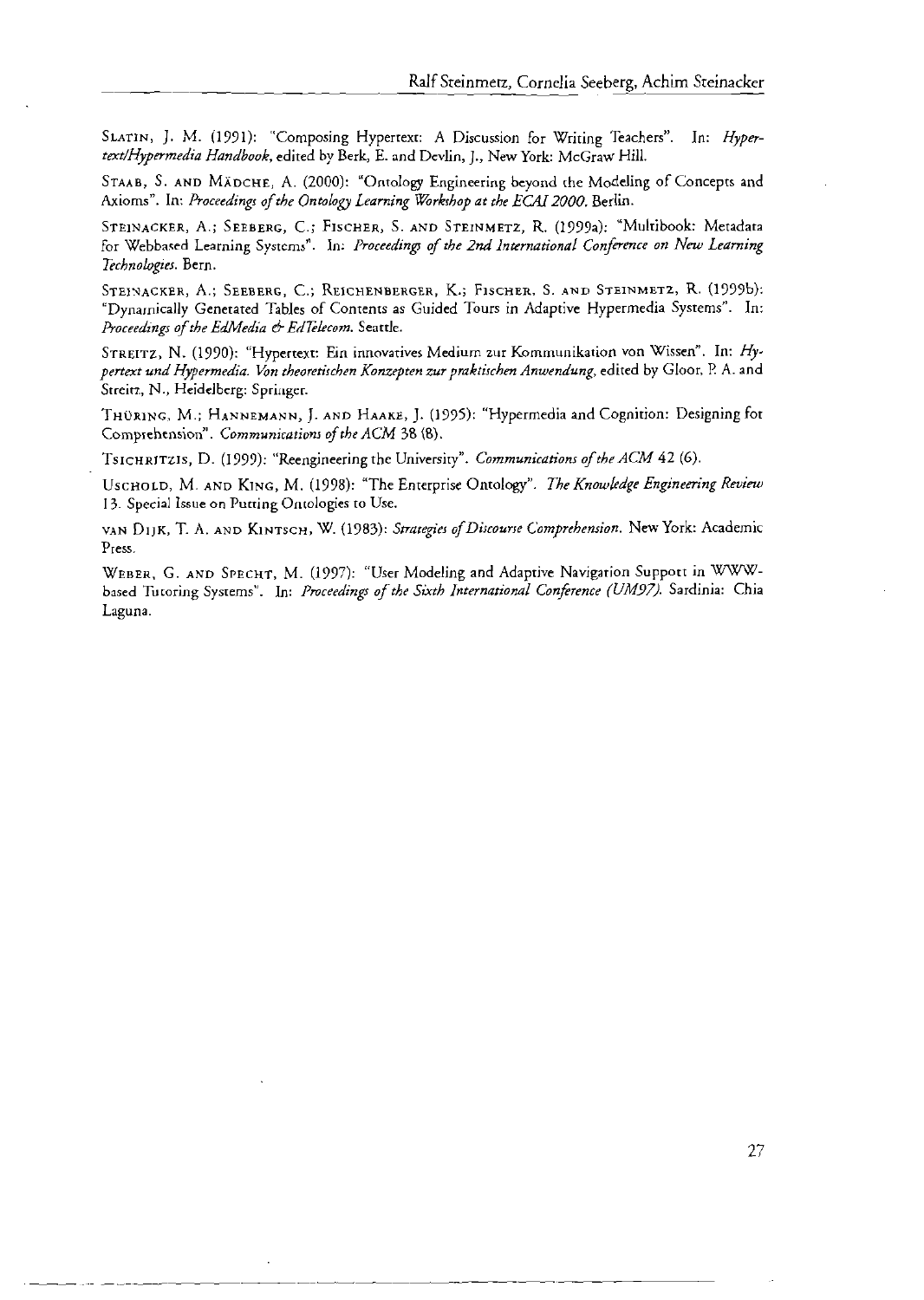Slatin, J. M. (1991): "Composing Hypertext: A Discussion for Writing Teachers". In: *Hypertext/Hypermedia Handbook*, edited by Berk, E. and Devlin, J., New York: McGraw Hill.

Staab, S. and Mädche, A. (2000): "Ontology Engineering beyond the Modeling of Concepts and Axioms". In: *Proceedings of the Ontology Learning Workshop at the ECAI 2000*. Berlin.

Steinacker, A.; Seeberg, C.; Fischer, S. and Steinmetz, R. (1999a): "Multibook: Metadata for Webbased Learning Systems". In: *Proceedings of the 2nd International Conference on New Learning Technologies*. Bern.

Steinacker, A.; Seeberg, C.; Reichenberger, K.; Fischer, S. and Steinmetz, R. (1999b): "Dynamically Generated Tables of Contents as Guided Tours in Adaptive Hypermedia Systems". In: *Proceedings of the EdMedia & EdTelecom*. Seattle.

Streitz, N. (1990): "Hypertext: Ein innovatives Medium zur Kommunikation von Wissen". In: *Hypertext und Hypermedia. Von theoretischen Konzepten zur praktischen Anwendung*, edited by Gloor, P. A. and Streitz, N., Heidelberg: Springer.

Thüring, M.; Hannemann, J. and Haake, J. (1995): "Hypermedia and Cognition: Designing for Comprehension". *Communications of the ACM* 38 (8).

Tsichritzis, D. (1999): "Reengineering the University". *Communications of the ACM* 42 (6).

Uschold, M. and King, M. (1998): "The Enterprise Ontology". *The Knowledge Engineering Review* 13. Special Issue on Putting Ontologies to Use.

van Dijk, T. A. and Kintsch, W. (1983): *Strategies of Discourse Comprehension*. New York: Academic Press.

Weber, G. and Specht, M. (1997): "User Modeling and Adaptive Navigation Support in WWW-based Tutoring Systems". In: *Proceedings of the Sixth International Conference (UM97)*. Sardinia: Chia Laguna.